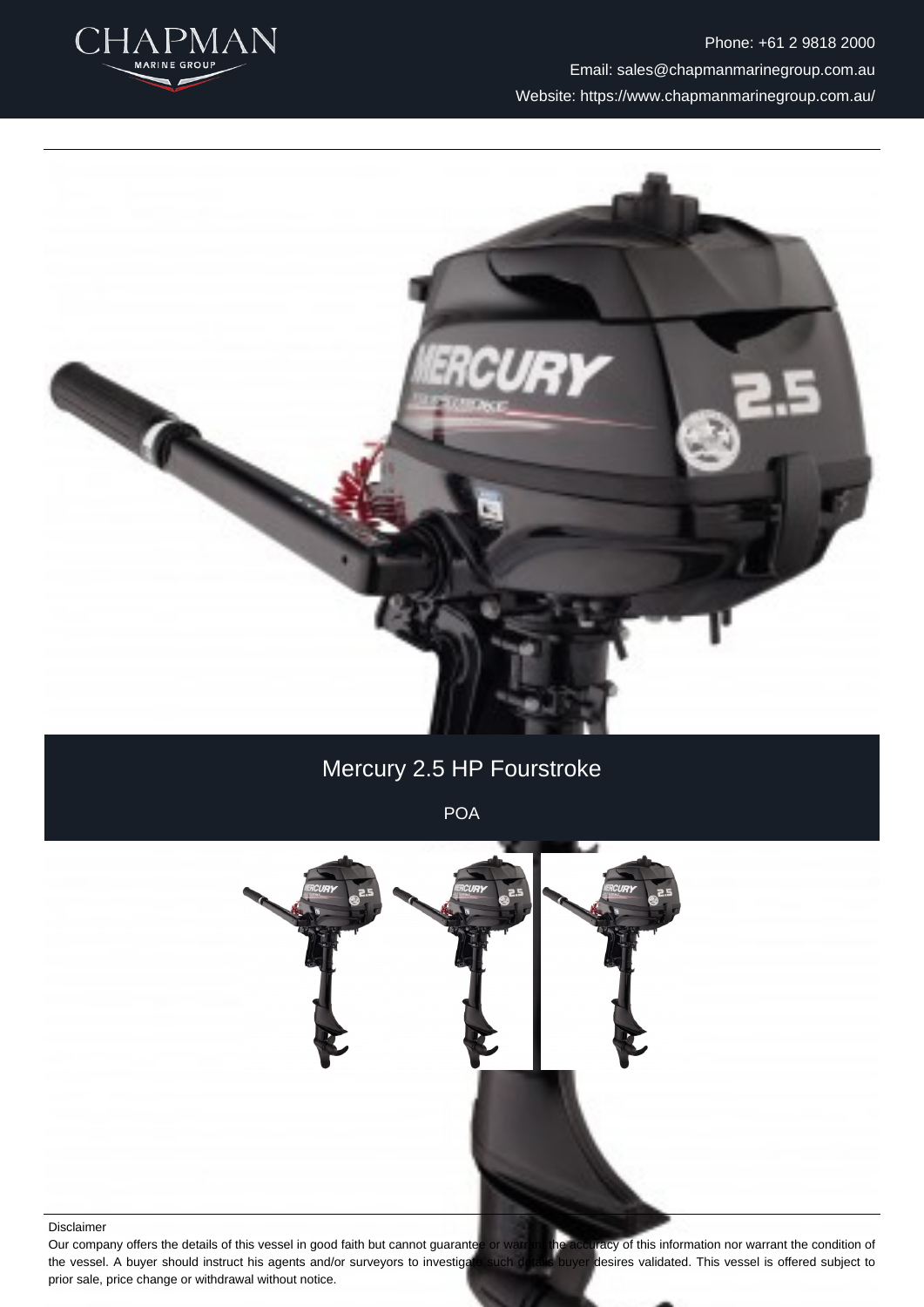Phone: +61 2 9818 2000

Email: sales@chapmanmarinegroup.com.au

Website: https://www.chapmanmarinegroup.com.au/

# Mercury 2.5 HP Fourstroke

POA

Disclaimer

Our company offers the details of this vessel in good faith but cannot guarantee or warrant the accuracy of this information nor warrant the condition of the vessel. A buyer should instruct his agents and/or surveyors to investigate such details buyer desires validated. This vessel is offered subject to prior sale, price change or withdrawal without notice.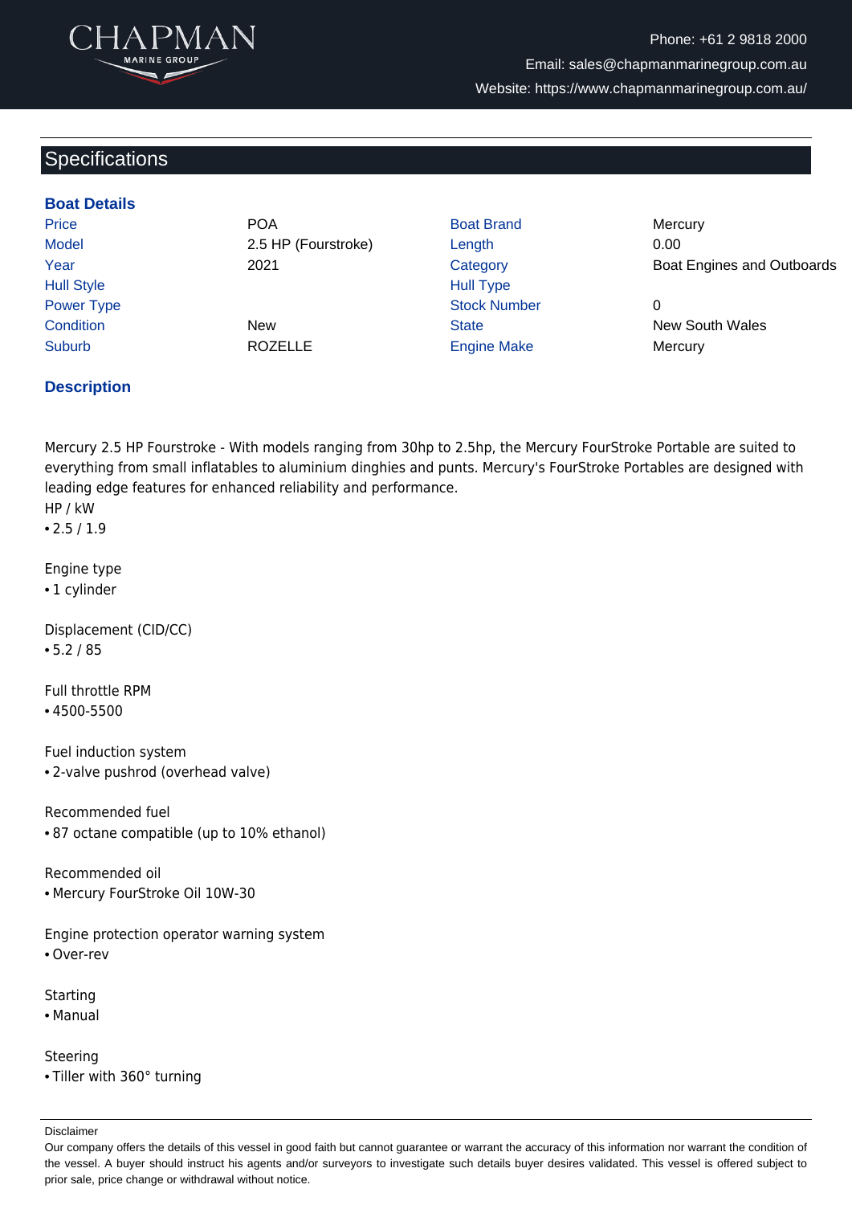## Specifications

### Boat Details

| | | | |
|---|---|---|---|
| Price | POA | Boat Brand | Mercury |
| Model | 2.5 HP (Fourstroke) | Length | 0.00 |
| Year | 2021 | Category | Boat Engines and Outboards |
| Hull Style | | Hull Type | |
| Power Type | | Stock Number | 0 |
| Condition | New | State | New South Wales |
| Suburb | ROZELLE | Engine Make | Mercury |

### Description

Mercury 2.5 HP Fourstroke - With models ranging from 30hp to 2.5hp, the Mercury FourStroke Portable are suited to everything from small inflatables to aluminium dinghies and punts. Mercury's FourStroke Portables are designed with leading edge features for enhanced reliability and performance.

HP / kW
- 2.5 / 1.9

Engine type
- 1 cylinder

Displacement (CID/CC)
- 5.2 / 85

Full throttle RPM
- 4500-5500

Fuel induction system
- 2-valve pushrod (overhead valve)

Recommended fuel
- 87 octane compatible (up to 10% ethanol)

Recommended oil
- Mercury FourStroke Oil 10W-30

Engine protection operator warning system
- Over-rev

Starting
- Manual

Steering
- Tiller with 360° turning

Disclaimer

Our company offers the details of this vessel in good faith but cannot guarantee or warrant the accuracy of this information nor warrant the condition of the vessel. A buyer should instruct his agents and/or surveyors to investigate such details buyer desires validated. This vessel is offered subject to prior sale, price change or withdrawal without notice.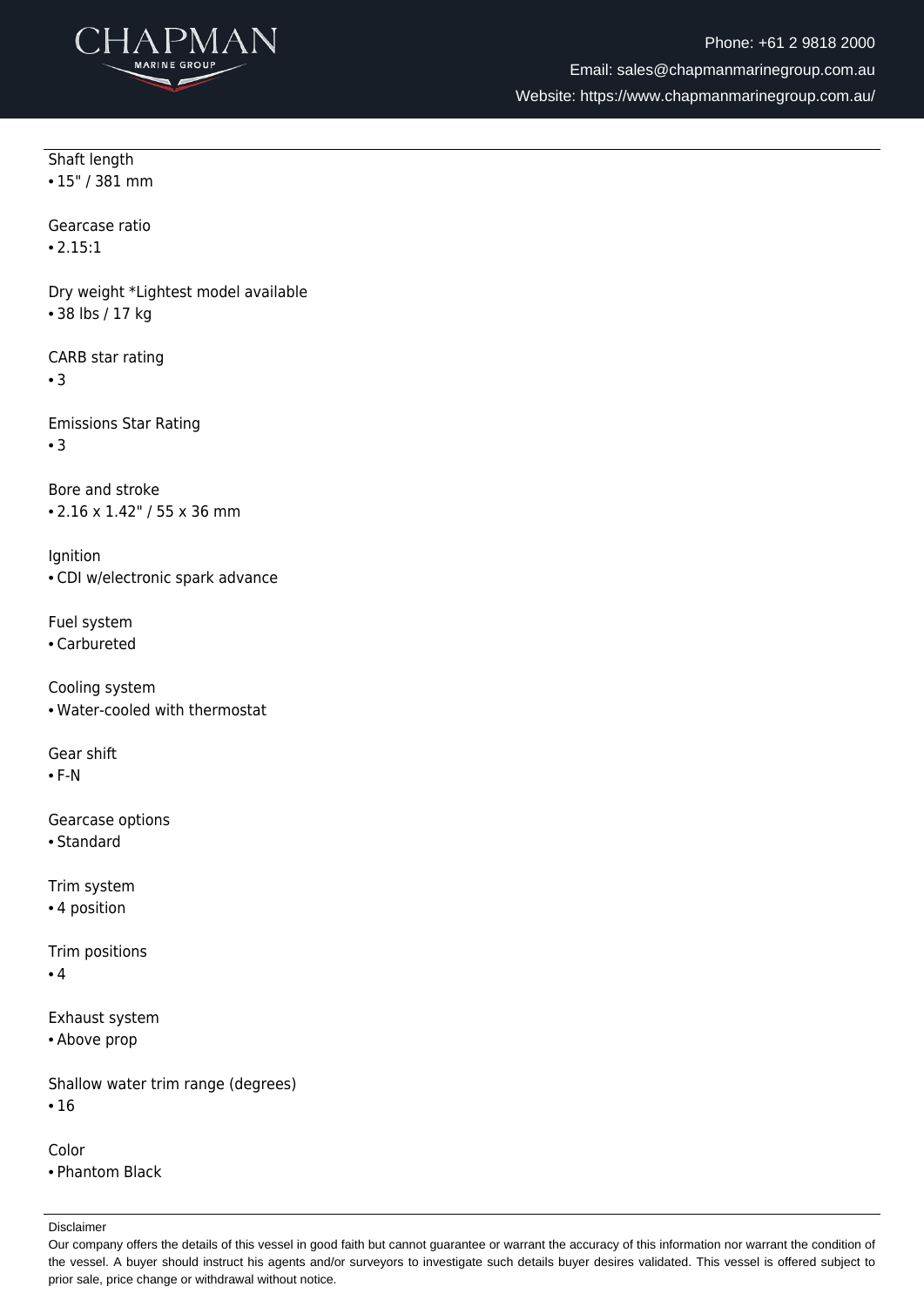Shaft length
- 15" / 381 mm

Gearcase ratio
- 2.15:1

Dry weight *Lightest model available
- 38 lbs / 17 kg

CARB star rating
- 3

Emissions Star Rating
- 3

Bore and stroke
- 2.16 x 1.42" / 55 x 36 mm

Ignition
- CDI w/electronic spark advance

Fuel system
- Carbureted

Cooling system
- Water-cooled with thermostat

Gear shift
- F-N

Gearcase options
- Standard

Trim system
- 4 position

Trim positions
- 4

Exhaust system
- Above prop

Shallow water trim range (degrees)
- 16

Color
- Phantom Black

Disclaimer

Our company offers the details of this vessel in good faith but cannot guarantee or warrant the accuracy of this information nor warrant the condition of the vessel. A buyer should instruct his agents and/or surveyors to investigate such details buyer desires validated. This vessel is offered subject to prior sale, price change or withdrawal without notice.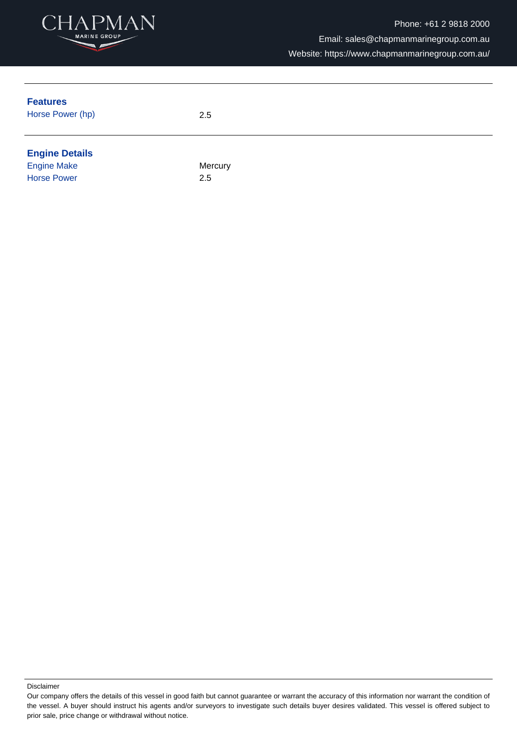## Features

| | |
|---|---|
| Horse Power (hp) | 2.5 |

## Engine Details

| | |
|---|---|
| Engine Make | Mercury |
| Horse Power | 2.5 |

Disclaimer

Our company offers the details of this vessel in good faith but cannot guarantee or warrant the accuracy of this information nor warrant the condition of the vessel. A buyer should instruct his agents and/or surveyors to investigate such details buyer desires validated. This vessel is offered subject to prior sale, price change or withdrawal without notice.